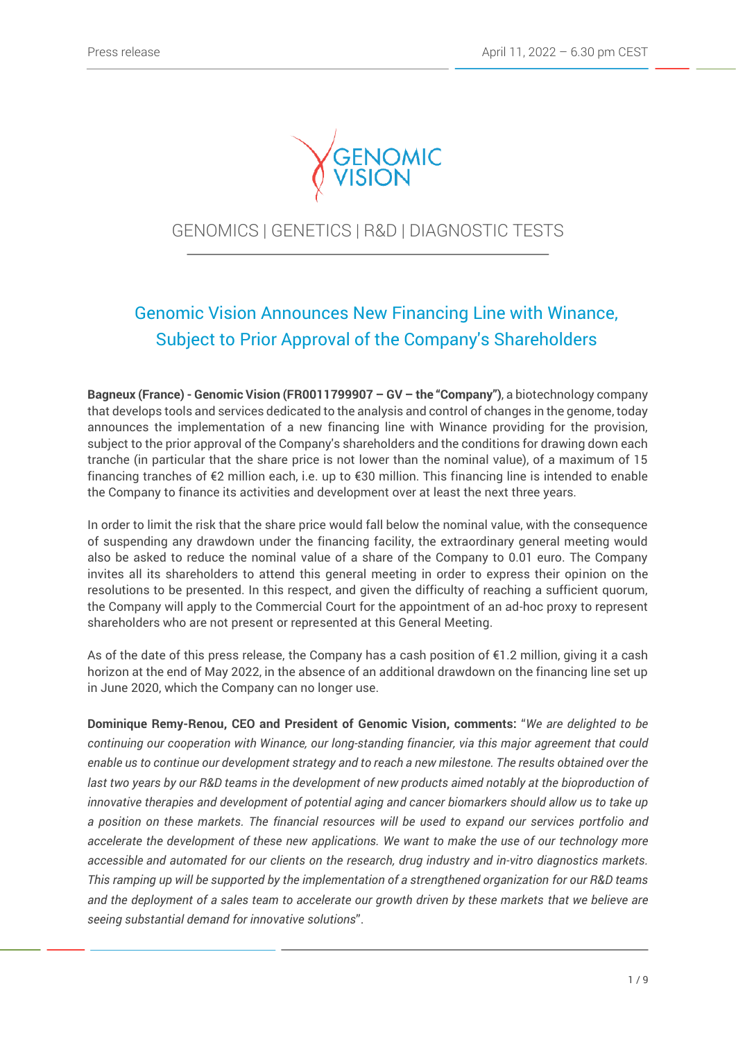GENOMICS | GENETICS | R&D | DIAGNOSTIC TESTS

# Genomic Vision Announces New Financing Line with Winance, Subject to Prior Approval of the Company's Shareholders

**Bagneux (France) - Genomic Vision (FR0011799907 – GV – the "Company")**, a biotechnology company that develops tools and services dedicated to the analysis and control of changes in the genome, today announces the implementation of a new financing line with Winance providing for the provision, subject to the prior approval of the Company's shareholders and the conditions for drawing down each tranche (in particular that the share price is not lower than the nominal value), of a maximum of 15 financing tranches of €2 million each, i.e. up to €30 million. This financing line is intended to enable the Company to finance its activities and development over at least the next three years.

In order to limit the risk that the share price would fall below the nominal value, with the consequence of suspending any drawdown under the financing facility, the extraordinary general meeting would also be asked to reduce the nominal value of a share of the Company to 0.01 euro. The Company invites all its shareholders to attend this general meeting in order to express their opinion on the resolutions to be presented. In this respect, and given the difficulty of reaching a sufficient quorum, the Company will apply to the Commercial Court for the appointment of an ad-hoc proxy to represent shareholders who are not present or represented at this General Meeting.

As of the date of this press release, the Company has a cash position of €1.2 million, giving it a cash horizon at the end of May 2022, in the absence of an additional drawdown on the financing line set up in June 2020, which the Company can no longer use.

**Dominique Remy-Renou, CEO and President of Genomic Vision, comments:** "*We are delighted to be continuing our cooperation with Winance, our long-standing financier, via this major agreement that could enable us to continue our development strategy and to reach a new milestone. The results obtained over the last two years by our R&D teams in the development of new products aimed notably at the bioproduction of innovative therapies and development of potential aging and cancer biomarkers should allow us to take up a position on these markets. The financial resources will be used to expand our services portfolio and accelerate the development of these new applications. We want to make the use of our technology more accessible and automated for our clients on the research, drug industry and in-vitro diagnostics markets. This ramping up will be supported by the implementation of a strengthened organization for our R&D teams and the deployment of a sales team to accelerate our growth driven by these markets that we believe are seeing substantial demand for innovative solutions*".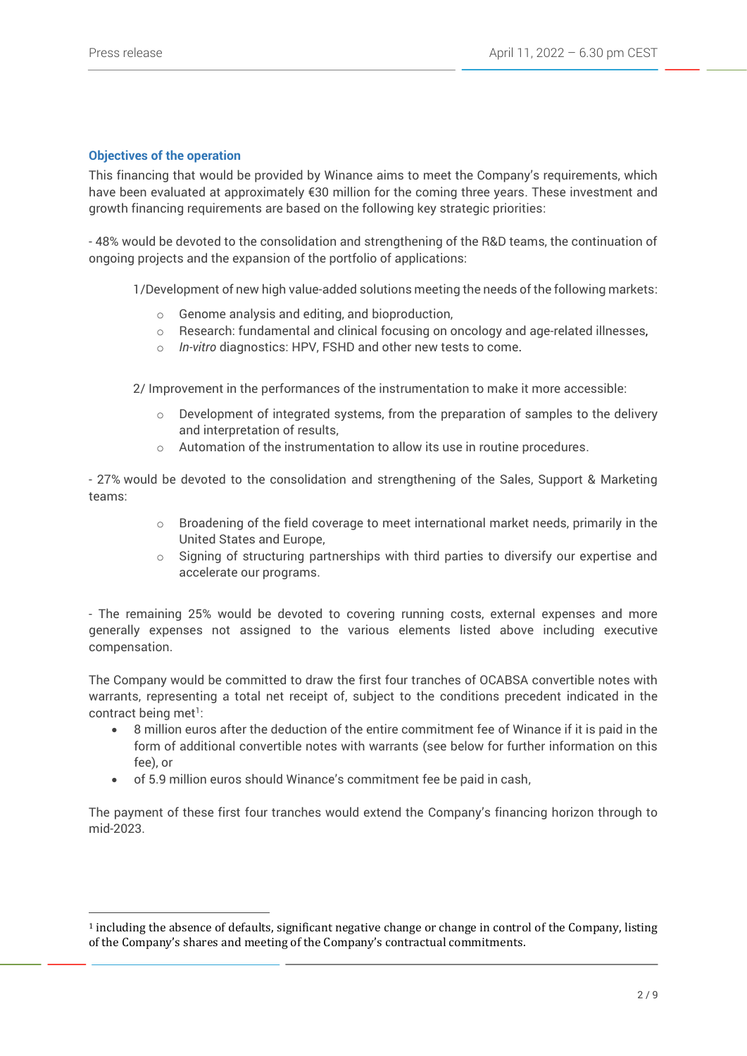### Objectives of the operation

This financing that would be provided by Winance aims to meet the Company's requirements, which have been evaluated at approximately €30 million for the coming three years. These investment and growth financing requirements are based on the following key strategic priorities:

- 48% would be devoted to the consolidation and strengthening of the R&D teams, the continuation of ongoing projects and the expansion of the portfolio of applications:

  1/Development of new high value-added solutions meeting the needs of the following markets:

  - Genome analysis and editing, and bioproduction,
  - Research: fundamental and clinical focusing on oncology and age-related illnesses,
  - *In-vitro* diagnostics: HPV, FSHD and other new tests to come.

  2/ Improvement in the performances of the instrumentation to make it more accessible:

  - Development of integrated systems, from the preparation of samples to the delivery and interpretation of results,
  - Automation of the instrumentation to allow its use in routine procedures.

- 27% would be devoted to the consolidation and strengthening of the Sales, Support & Marketing teams:

  - Broadening of the field coverage to meet international market needs, primarily in the United States and Europe,
  - Signing of structuring partnerships with third parties to diversify our expertise and accelerate our programs.

- The remaining 25% would be devoted to covering running costs, external expenses and more generally expenses not assigned to the various elements listed above including executive compensation.

The Company would be committed to draw the first four tranches of OCABSA convertible notes with warrants, representing a total net receipt of, subject to the conditions precedent indicated in the contract being met[1]:

- 8 million euros after the deduction of the entire commitment fee of Winance if it is paid in the form of additional convertible notes with warrants (see below for further information on this fee), or
- of 5.9 million euros should Winance's commitment fee be paid in cash,

The payment of these first four tranches would extend the Company's financing horizon through to mid-2023.

[1] including the absence of defaults, significant negative change or change in control of the Company, listing of the Company's shares and meeting of the Company's contractual commitments.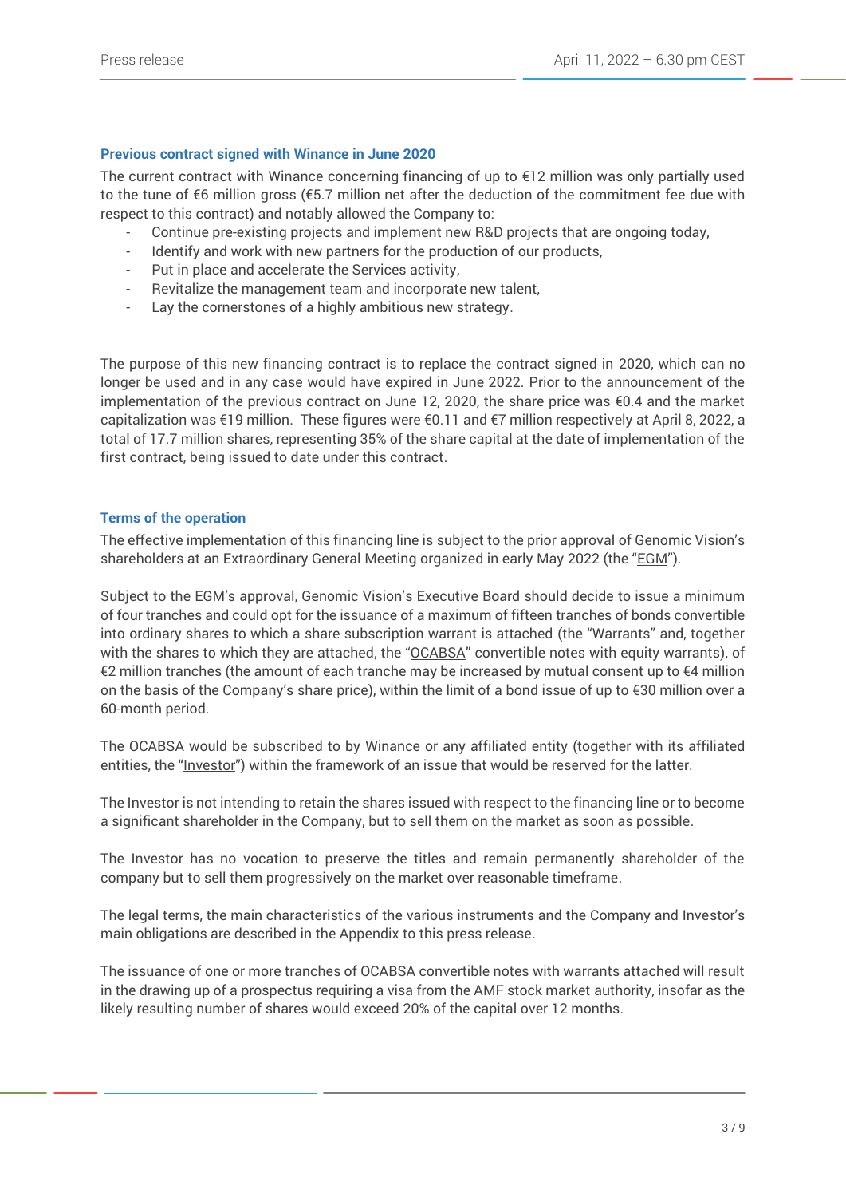### Previous contract signed with Winance in June 2020

The current contract with Winance concerning financing of up to €12 million was only partially used to the tune of €6 million gross (€5.7 million net after the deduction of the commitment fee due with respect to this contract) and notably allowed the Company to:

- Continue pre-existing projects and implement new R&D projects that are ongoing today,
- Identify and work with new partners for the production of our products,
- Put in place and accelerate the Services activity,
- Revitalize the management team and incorporate new talent,
- Lay the cornerstones of a highly ambitious new strategy.

The purpose of this new financing contract is to replace the contract signed in 2020, which can no longer be used and in any case would have expired in June 2022. Prior to the announcement of the implementation of the previous contract on June 12, 2020, the share price was €0.4 and the market capitalization was €19 million. These figures were €0.11 and €7 million respectively at April 8, 2022, a total of 17.7 million shares, representing 35% of the share capital at the date of implementation of the first contract, being issued to date under this contract.

### Terms of the operation

The effective implementation of this financing line is subject to the prior approval of Genomic Vision's shareholders at an Extraordinary General Meeting organized in early May 2022 (the "EGM").

Subject to the EGM's approval, Genomic Vision's Executive Board should decide to issue a minimum of four tranches and could opt for the issuance of a maximum of fifteen tranches of bonds convertible into ordinary shares to which a share subscription warrant is attached (the "Warrants" and, together with the shares to which they are attached, the "OCABSA" convertible notes with equity warrants), of €2 million tranches (the amount of each tranche may be increased by mutual consent up to €4 million on the basis of the Company's share price), within the limit of a bond issue of up to €30 million over a 60-month period.

The OCABSA would be subscribed to by Winance or any affiliated entity (together with its affiliated entities, the "Investor") within the framework of an issue that would be reserved for the latter.

The Investor is not intending to retain the shares issued with respect to the financing line or to become a significant shareholder in the Company, but to sell them on the market as soon as possible.

The Investor has no vocation to preserve the titles and remain permanently shareholder of the company but to sell them progressively on the market over reasonable timeframe.

The legal terms, the main characteristics of the various instruments and the Company and Investor's main obligations are described in the Appendix to this press release.

The issuance of one or more tranches of OCABSA convertible notes with warrants attached will result in the drawing up of a prospectus requiring a visa from the AMF stock market authority, insofar as the likely resulting number of shares would exceed 20% of the capital over 12 months.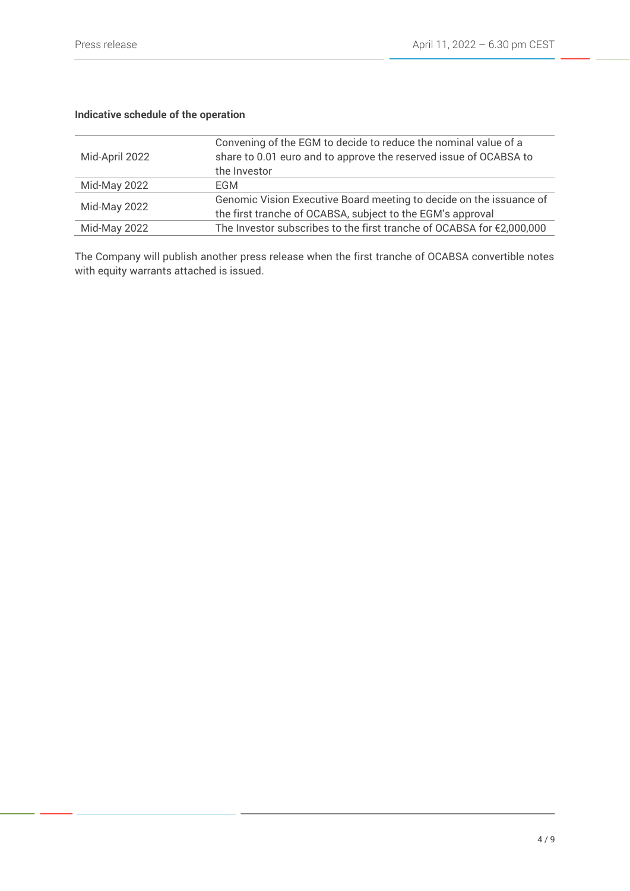**Indicative schedule of the operation**

| | |
|---|---|
| Mid-April 2022 | Convening of the EGM to decide to reduce the nominal value of a share to 0.01 euro and to approve the reserved issue of OCABSA to the Investor |
| Mid-May 2022 | EGM |
| Mid-May 2022 | Genomic Vision Executive Board meeting to decide on the issuance of the first tranche of OCABSA, subject to the EGM's approval |
| Mid-May 2022 | The Investor subscribes to the first tranche of OCABSA for €2,000,000 |

The Company will publish another press release when the first tranche of OCABSA convertible notes with equity warrants attached is issued.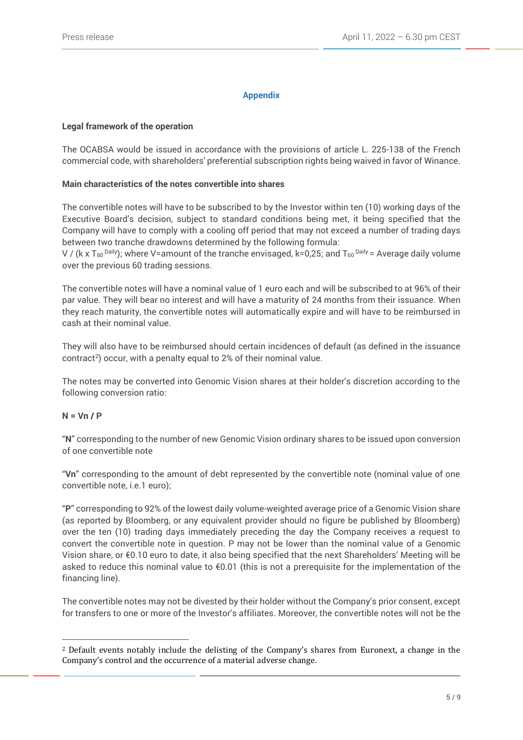## Appendix

**Legal framework of the operation**

The OCABSA would be issued in accordance with the provisions of article L. 225-138 of the French commercial code, with shareholders' preferential subscription rights being waived in favor of Winance.

**Main characteristics of the notes convertible into shares**

The convertible notes will have to be subscribed to by the Investor within ten (10) working days of the Executive Board's decision, subject to standard conditions being met, it being specified that the Company will have to comply with a cooling off period that may not exceed a number of trading days between two tranche drawdowns determined by the following formula:
$V / (k \times T_{60}^{\text{Daily}})$; where V=amount of the tranche envisaged, k=0,25; and $T_{60}^{\text{Daily}}$ = Average daily volume over the previous 60 trading sessions.

The convertible notes will have a nominal value of 1 euro each and will be subscribed to at 96% of their par value. They will bear no interest and will have a maturity of 24 months from their issuance. When they reach maturity, the convertible notes will automatically expire and will have to be reimbursed in cash at their nominal value.

They will also have to be reimbursed should certain incidences of default (as defined in the issuance contract[2]) occur, with a penalty equal to 2% of their nominal value.

The notes may be converted into Genomic Vision shares at their holder's discretion according to the following conversion ratio:

**N = Vn / P**

"**N**" corresponding to the number of new Genomic Vision ordinary shares to be issued upon conversion of one convertible note

"**Vn**" corresponding to the amount of debt represented by the convertible note (nominal value of one convertible note, i.e.1 euro);

"**P**" corresponding to 92% of the lowest daily volume-weighted average price of a Genomic Vision share (as reported by Bloomberg, or any equivalent provider should no figure be published by Bloomberg) over the ten (10) trading days immediately preceding the day the Company receives a request to convert the convertible note in question. P may not be lower than the nominal value of a Genomic Vision share, or €0.10 euro to date, it also being specified that the next Shareholders' Meeting will be asked to reduce this nominal value to €0.01 (this is not a prerequisite for the implementation of the financing line).

The convertible notes may not be divested by their holder without the Company's prior consent, except for transfers to one or more of the Investor's affiliates. Moreover, the convertible notes will not be the

[2] Default events notably include the delisting of the Company's shares from Euronext, a change in the Company's control and the occurrence of a material adverse change.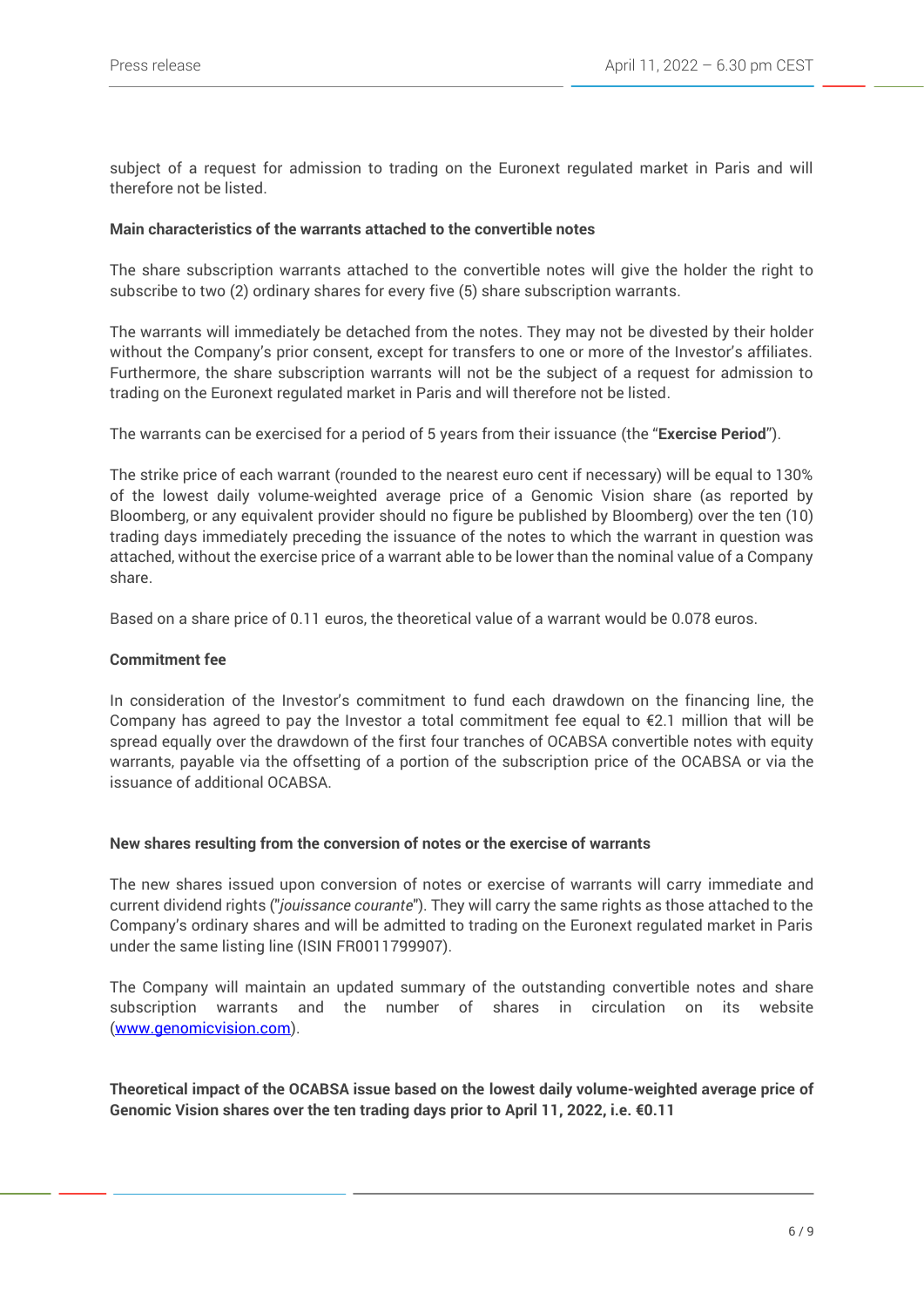subject of a request for admission to trading on the Euronext regulated market in Paris and will therefore not be listed.

**Main characteristics of the warrants attached to the convertible notes**

The share subscription warrants attached to the convertible notes will give the holder the right to subscribe to two (2) ordinary shares for every five (5) share subscription warrants.

The warrants will immediately be detached from the notes. They may not be divested by their holder without the Company's prior consent, except for transfers to one or more of the Investor's affiliates. Furthermore, the share subscription warrants will not be the subject of a request for admission to trading on the Euronext regulated market in Paris and will therefore not be listed.

The warrants can be exercised for a period of 5 years from their issuance (the "**Exercise Period**").

The strike price of each warrant (rounded to the nearest euro cent if necessary) will be equal to 130% of the lowest daily volume-weighted average price of a Genomic Vision share (as reported by Bloomberg, or any equivalent provider should no figure be published by Bloomberg) over the ten (10) trading days immediately preceding the issuance of the notes to which the warrant in question was attached, without the exercise price of a warrant able to be lower than the nominal value of a Company share.

Based on a share price of 0.11 euros, the theoretical value of a warrant would be 0.078 euros.

**Commitment fee**

In consideration of the Investor's commitment to fund each drawdown on the financing line, the Company has agreed to pay the Investor a total commitment fee equal to €2.1 million that will be spread equally over the drawdown of the first four tranches of OCABSA convertible notes with equity warrants, payable via the offsetting of a portion of the subscription price of the OCABSA or via the issuance of additional OCABSA.

**New shares resulting from the conversion of notes or the exercise of warrants**

The new shares issued upon conversion of notes or exercise of warrants will carry immediate and current dividend rights ("*jouissance courante*"). They will carry the same rights as those attached to the Company's ordinary shares and will be admitted to trading on the Euronext regulated market in Paris under the same listing line (ISIN FR0011799907).

The Company will maintain an updated summary of the outstanding convertible notes and share subscription warrants and the number of shares in circulation on its website (www.genomicvision.com).

**Theoretical impact of the OCABSA issue based on the lowest daily volume-weighted average price of Genomic Vision shares over the ten trading days prior to April 11, 2022, i.e. €0.11**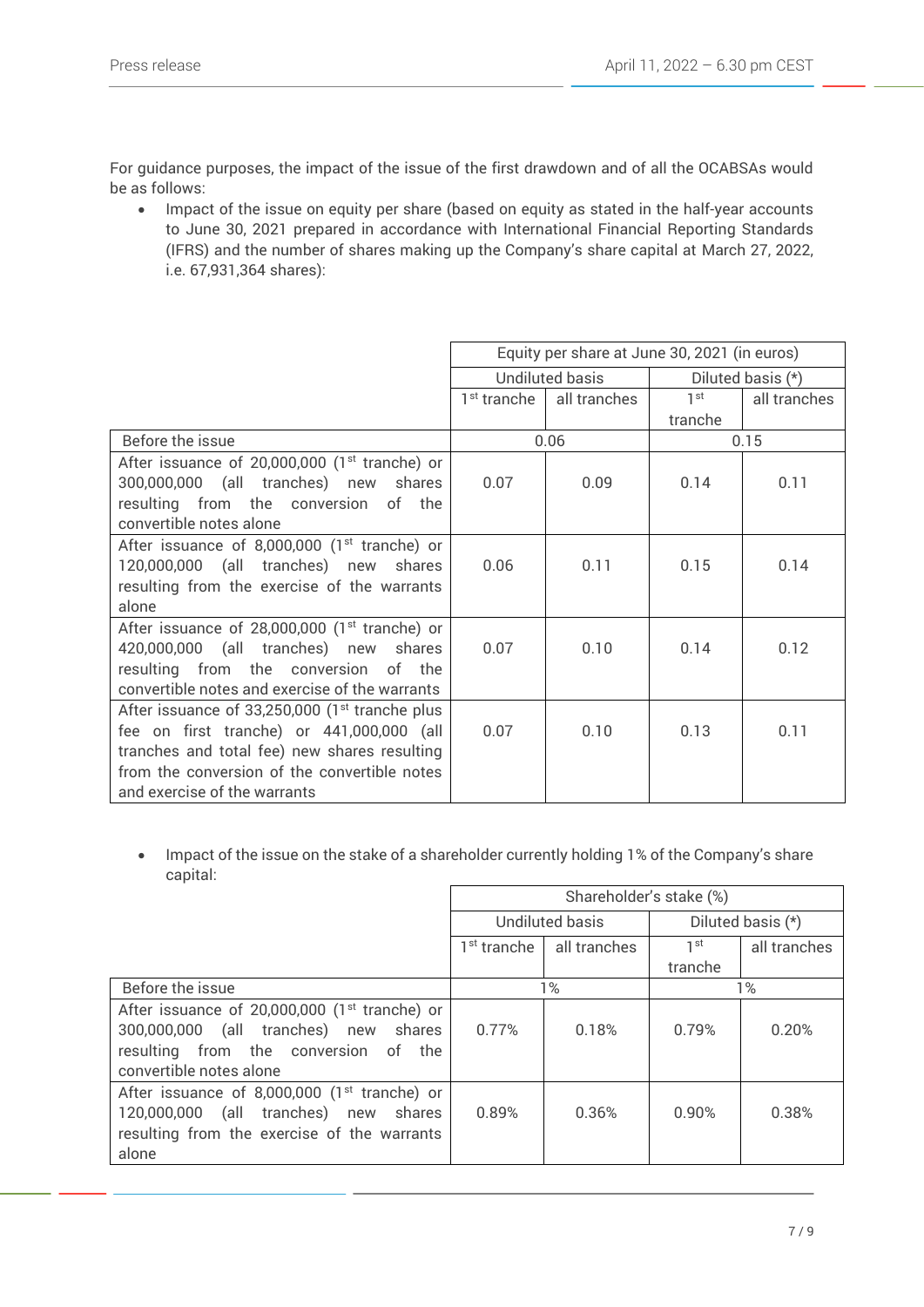For guidance purposes, the impact of the issue of the first drawdown and of all the OCABSAs would be as follows:

- Impact of the issue on equity per share (based on equity as stated in the half-year accounts to June 30, 2021 prepared in accordance with International Financial Reporting Standards (IFRS) and the number of shares making up the Company's share capital at March 27, 2022, i.e. 67,931,364 shares):

| | Equity per share at June 30, 2021 (in euros) | | | |
|---|---|---|---|---|
| | Undiluted basis | | Diluted basis (*) | |
| | 1st tranche | all tranches | 1st tranche | all tranches |
| Before the issue | 0.06 | | 0.15 | |
| After issuance of 20,000,000 (1st tranche) or 300,000,000 (all tranches) new shares resulting from the conversion of the convertible notes alone | 0.07 | 0.09 | 0.14 | 0.11 |
| After issuance of 8,000,000 (1st tranche) or 120,000,000 (all tranches) new shares resulting from the exercise of the warrants alone | 0.06 | 0.11 | 0.15 | 0.14 |
| After issuance of 28,000,000 (1st tranche) or 420,000,000 (all tranches) new shares resulting from the conversion of the convertible notes and exercise of the warrants | 0.07 | 0.10 | 0.14 | 0.12 |
| After issuance of 33,250,000 (1st tranche plus fee on first tranche) or 441,000,000 (all tranches and total fee) new shares resulting from the conversion of the convertible notes and exercise of the warrants | 0.07 | 0.10 | 0.13 | 0.11 |

- Impact of the issue on the stake of a shareholder currently holding 1% of the Company's share capital:

| | Shareholder's stake (%) | | | |
|---|---|---|---|---|
| | Undiluted basis | | Diluted basis (*) | |
| | 1st tranche | all tranches | 1st tranche | all tranches |
| Before the issue | 1% | | 1% | |
| After issuance of 20,000,000 (1st tranche) or 300,000,000 (all tranches) new shares resulting from the conversion of the convertible notes alone | 0.77% | 0.18% | 0.79% | 0.20% |
| After issuance of 8,000,000 (1st tranche) or 120,000,000 (all tranches) new shares resulting from the exercise of the warrants alone | 0.89% | 0.36% | 0.90% | 0.38% |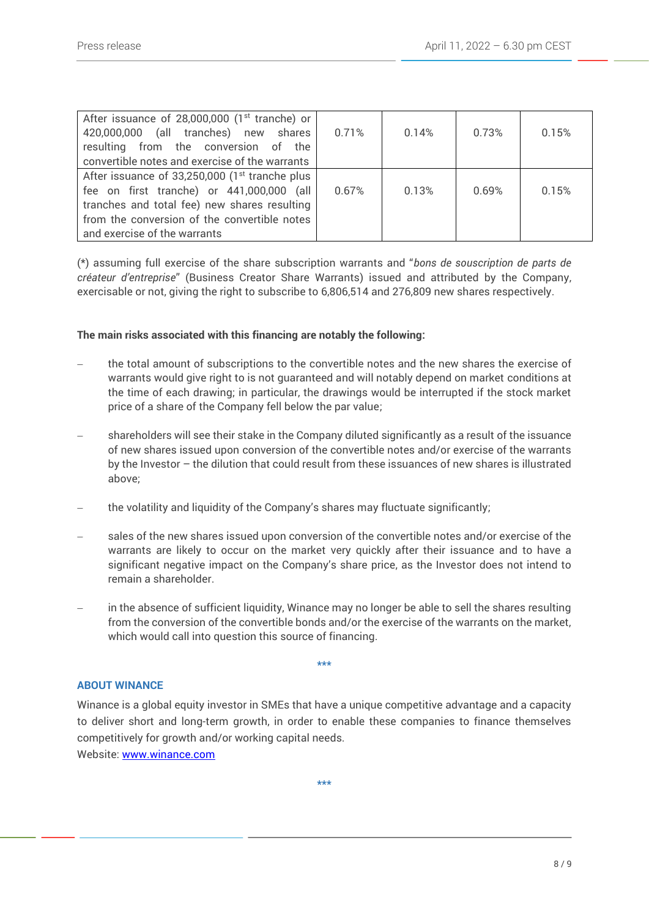| | | | | |
|---|---|---|---|---|
| After issuance of 28,000,000 (1st tranche) or 420,000,000 (all tranches) new shares resulting from the conversion of the convertible notes and exercise of the warrants | 0.71% | 0.14% | 0.73% | 0.15% |
| After issuance of 33,250,000 (1st tranche plus fee on first tranche) or 441,000,000 (all tranches and total fee) new shares resulting from the conversion of the convertible notes and exercise of the warrants | 0.67% | 0.13% | 0.69% | 0.15% |

(*) assuming full exercise of the share subscription warrants and "*bons de souscription de parts de créateur d'entreprise*" (Business Creator Share Warrants) issued and attributed by the Company, exercisable or not, giving the right to subscribe to 6,806,514 and 276,809 new shares respectively.

**The main risks associated with this financing are notably the following:**

- the total amount of subscriptions to the convertible notes and the new shares the exercise of warrants would give right to is not guaranteed and will notably depend on market conditions at the time of each drawing; in particular, the drawings would be interrupted if the stock market price of a share of the Company fell below the par value;
- shareholders will see their stake in the Company diluted significantly as a result of the issuance of new shares issued upon conversion of the convertible notes and/or exercise of the warrants by the Investor – the dilution that could result from these issuances of new shares is illustrated above;
- the volatility and liquidity of the Company's shares may fluctuate significantly;
- sales of the new shares issued upon conversion of the convertible notes and/or exercise of the warrants are likely to occur on the market very quickly after their issuance and to have a significant negative impact on the Company's share price, as the Investor does not intend to remain a shareholder.
- in the absence of sufficient liquidity, Winance may no longer be able to sell the shares resulting from the conversion of the convertible bonds and/or the exercise of the warrants on the market, which would call into question this source of financing.

***

## ABOUT WINANCE

Winance is a global equity investor in SMEs that have a unique competitive advantage and a capacity to deliver short and long-term growth, in order to enable these companies to finance themselves competitively for growth and/or working capital needs.
Website: www.winance.com

***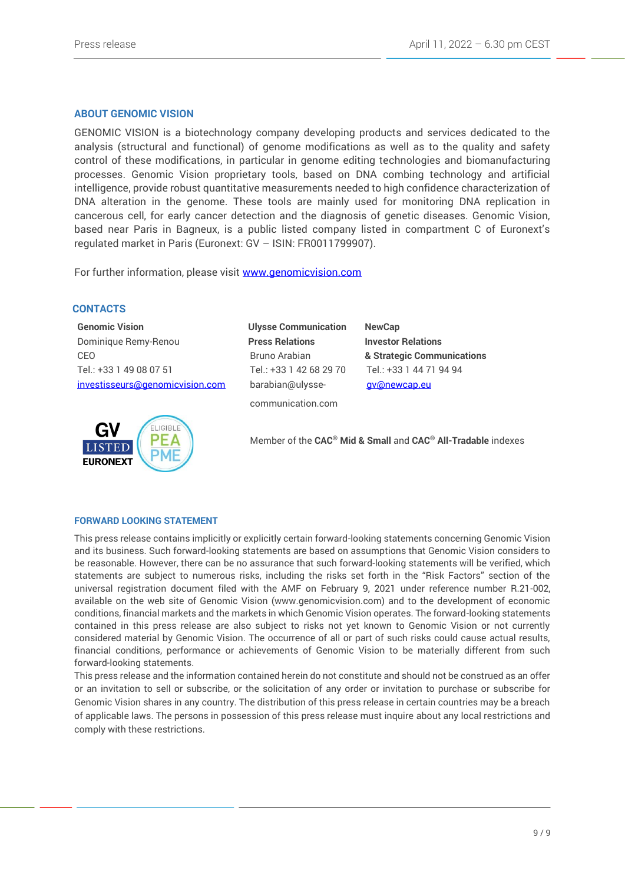## ABOUT GENOMIC VISION

GENOMIC VISION is a biotechnology company developing products and services dedicated to the analysis (structural and functional) of genome modifications as well as to the quality and safety control of these modifications, in particular in genome editing technologies and biomanufacturing processes. Genomic Vision proprietary tools, based on DNA combing technology and artificial intelligence, provide robust quantitative measurements needed to high confidence characterization of DNA alteration in the genome. These tools are mainly used for monitoring DNA replication in cancerous cell, for early cancer detection and the diagnosis of genetic diseases. Genomic Vision, based near Paris in Bagneux, is a public listed company listed in compartment C of Euronext's regulated market in Paris (Euronext: GV – ISIN: FR0011799907).

For further information, please visit www.genomicvision.com

## CONTACTS

**Genomic Vision**
Dominique Remy-Renou
CEO
Tel.: +33 1 49 08 07 51
investisseurs@genomicvision.com

**Ulysse Communication**
**Press Relations**
Bruno Arabian
Tel.: +33 1 42 68 29 70
barabian@ulysse-communication.com

**NewCap**
**Investor Relations**
**& Strategic Communications**
Tel.: +33 1 44 71 94 94
gv@newcap.eu

GV LISTED EURONEXT

ELIGIBLE PEA PME

Member of the **CAC® Mid & Small** and **CAC® All-Tradable** indexes

## FORWARD LOOKING STATEMENT

This press release contains implicitly or explicitly certain forward-looking statements concerning Genomic Vision and its business. Such forward-looking statements are based on assumptions that Genomic Vision considers to be reasonable. However, there can be no assurance that such forward-looking statements will be verified, which statements are subject to numerous risks, including the risks set forth in the "Risk Factors" section of the universal registration document filed with the AMF on February 9, 2021 under reference number R.21-002, available on the web site of Genomic Vision (www.genomicvision.com) and to the development of economic conditions, financial markets and the markets in which Genomic Vision operates. The forward-looking statements contained in this press release are also subject to risks not yet known to Genomic Vision or not currently considered material by Genomic Vision. The occurrence of all or part of such risks could cause actual results, financial conditions, performance or achievements of Genomic Vision to be materially different from such forward-looking statements.

This press release and the information contained herein do not constitute and should not be construed as an offer or an invitation to sell or subscribe, or the solicitation of any order or invitation to purchase or subscribe for Genomic Vision shares in any country. The distribution of this press release in certain countries may be a breach of applicable laws. The persons in possession of this press release must inquire about any local restrictions and comply with these restrictions.